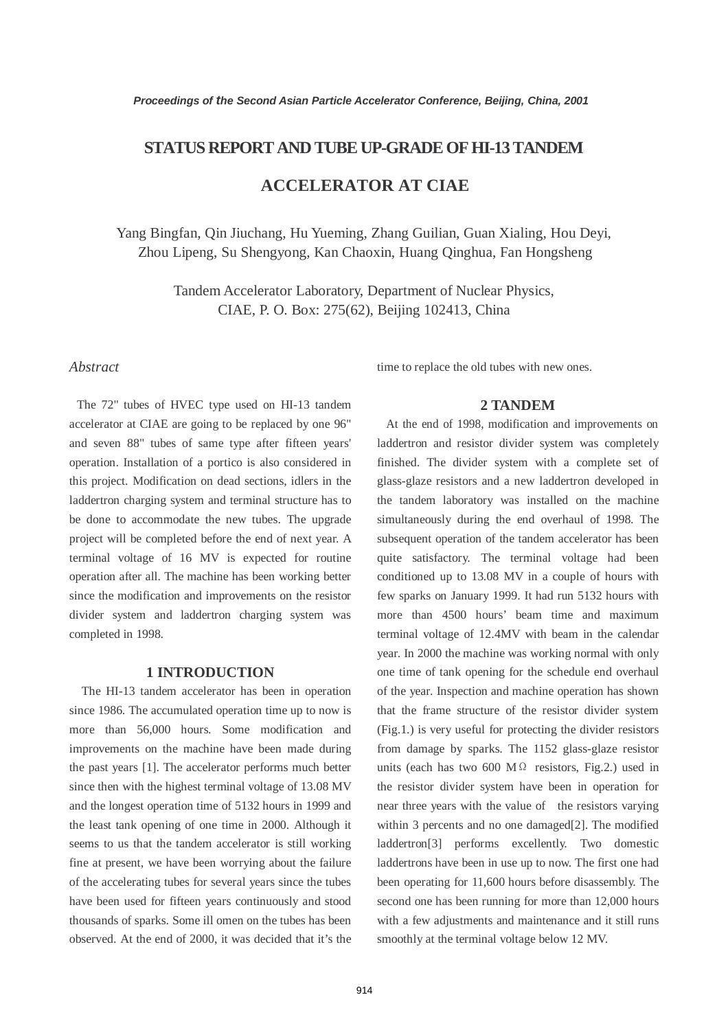# STATUS REPORT AND TUBE UP-GRADE OF HI-13 TANDEM ACCELERATOR AT CIAE

Yang Bingfan, Qin Jiuchang, Hu Yueming, Zhang Guilian, Guan Xialing, Hou Deyi, Zhou Lipeng, Su Shengyong, Kan Chaoxin, Huang Qinghua, Fan Hongsheng

Tandem Accelerator Laboratory, Department of Nuclear Physics, CIAE, P. O. Box: 275(62), Beijing 102413, China

*Abstract*

The 72" tubes of HVEC type used on HI-13 tandem accelerator at CIAE are going to be replaced by one 96" and seven 88" tubes of same type after fifteen years' operation. Installation of a portico is also considered in this project. Modification on dead sections, idlers in the laddertron charging system and terminal structure has to be done to accommodate the new tubes. The upgrade project will be completed before the end of next year. A terminal voltage of 16 MV is expected for routine operation after all. The machine has been working better since the modification and improvements on the resistor divider system and laddertron charging system was completed in 1998.

## 1 INTRODUCTION

The HI-13 tandem accelerator has been in operation since 1986. The accumulated operation time up to now is more than 56,000 hours. Some modification and improvements on the machine have been made during the past years [1]. The accelerator performs much better since then with the highest terminal voltage of 13.08 MV and the longest operation time of 5132 hours in 1999 and the least tank opening of one time in 2000. Although it seems to us that the tandem accelerator is still working fine at present, we have been worrying about the failure of the accelerating tubes for several years since the tubes have been used for fifteen years continuously and stood thousands of sparks. Some ill omen on the tubes has been observed. At the end of 2000, it was decided that it's the time to replace the old tubes with new ones.

## 2 TANDEM

At the end of 1998, modification and improvements on laddertron and resistor divider system was completely finished. The divider system with a complete set of glass-glaze resistors and a new laddertron developed in the tandem laboratory was installed on the machine simultaneously during the end overhaul of 1998. The subsequent operation of the tandem accelerator has been quite satisfactory. The terminal voltage had been conditioned up to 13.08 MV in a couple of hours with few sparks on January 1999. It had run 5132 hours with more than 4500 hours' beam time and maximum terminal voltage of 12.4MV with beam in the calendar year. In 2000 the machine was working normal with only one time of tank opening for the schedule end overhaul of the year. Inspection and machine operation has shown that the frame structure of the resistor divider system (Fig.1.) is very useful for protecting the divider resistors from damage by sparks. The 1152 glass-glaze resistor units (each has two 600 MΩ resistors, Fig.2.) used in the resistor divider system have been in operation for near three years with the value of the resistors varying within 3 percents and no one damaged[2]. The modified laddertron[3] performs excellently. Two domestic laddertrons have been in use up to now. The first one had been operating for 11,600 hours before disassembly. The second one has been running for more than 12,000 hours with a few adjustments and maintenance and it still runs smoothly at the terminal voltage below 12 MV.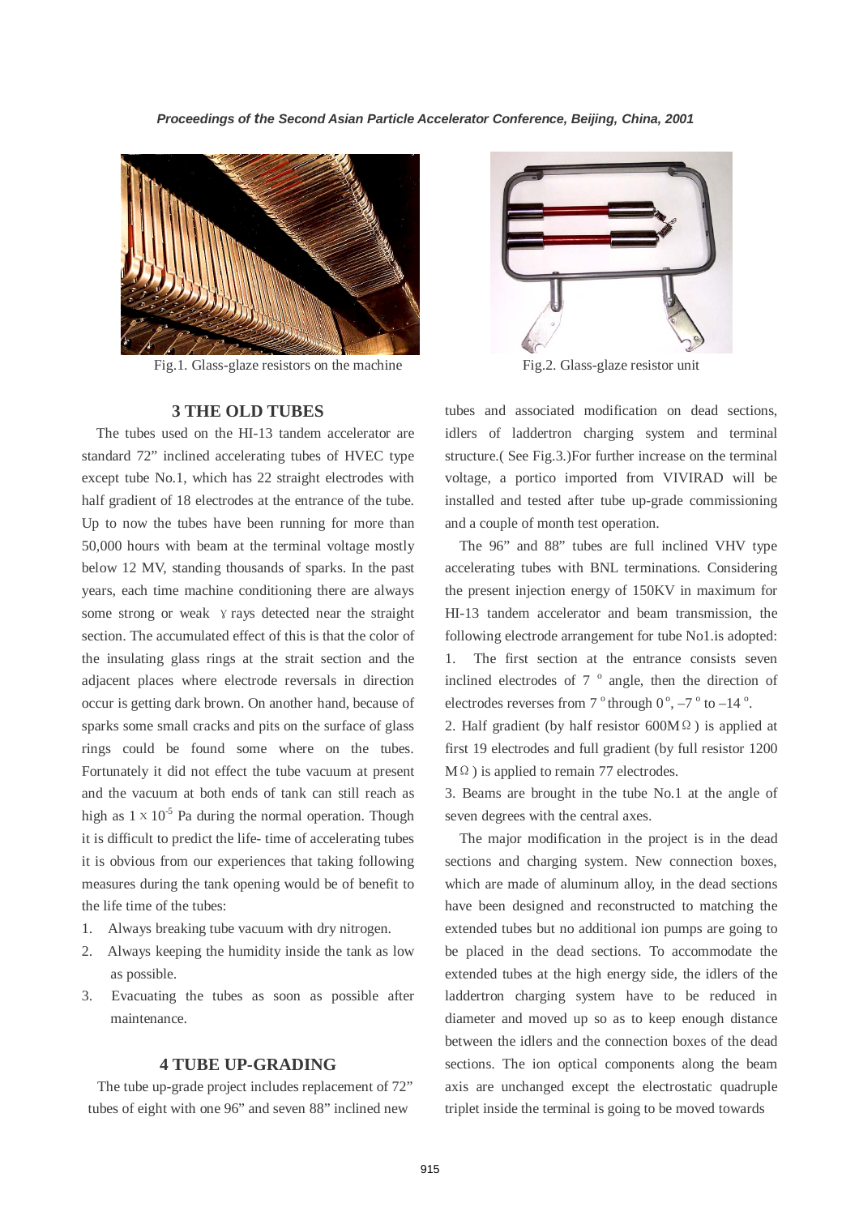Fig.1. Glass-glaze resistors on the machine

Fig.2. Glass-glaze resistor unit

## 3 THE OLD TUBES

The tubes used on the HI-13 tandem accelerator are standard 72" inclined accelerating tubes of HVEC type except tube No.1, which has 22 straight electrodes with half gradient of 18 electrodes at the entrance of the tube. Up to now the tubes have been running for more than 50,000 hours with beam at the terminal voltage mostly below 12 MV, standing thousands of sparks. In the past years, each time machine conditioning there are always some strong or weak γ rays detected near the straight section. The accumulated effect of this is that the color of the insulating glass rings at the strait section and the adjacent places where electrode reversals in direction occur is getting dark brown. On another hand, because of sparks some small cracks and pits on the surface of glass rings could be found some where on the tubes. Fortunately it did not effect the tube vacuum at present and the vacuum at both ends of tank can still reach as high as $1 \times 10^{-5}$ Pa during the normal operation. Though it is difficult to predict the life- time of accelerating tubes it is obvious from our experiences that taking following measures during the tank opening would be of benefit to the life time of the tubes:

1. Always breaking tube vacuum with dry nitrogen.
2. Always keeping the humidity inside the tank as low as possible.
3. Evacuating the tubes as soon as possible after maintenance.

## 4 TUBE UP-GRADING

The tube up-grade project includes replacement of 72" tubes of eight with one 96" and seven 88" inclined new tubes and associated modification on dead sections, idlers of laddertron charging system and terminal structure.( See Fig.3.)For further increase on the terminal voltage, a portico imported from VIVIRAD will be installed and tested after tube up-grade commissioning and a couple of month test operation.

The 96" and 88" tubes are full inclined VHV type accelerating tubes with BNL terminations. Considering the present injection energy of 150KV in maximum for HI-13 tandem accelerator and beam transmission, the following electrode arrangement for tube No1.is adopted:

1. The first section at the entrance consists seven inclined electrodes of $7^{\circ}$ angle, then the direction of electrodes reverses from $7^{\circ}$ through $0^{\circ}$, $-7^{\circ}$ to $-14^{\circ}$.
2. Half gradient (by half resistor 600MΩ) is applied at first 19 electrodes and full gradient (by full resistor 1200 MΩ) is applied to remain 77 electrodes.
3. Beams are brought in the tube No.1 at the angle of seven degrees with the central axes.

The major modification in the project is in the dead sections and charging system. New connection boxes, which are made of aluminum alloy, in the dead sections have been designed and reconstructed to matching the extended tubes but no additional ion pumps are going to be placed in the dead sections. To accommodate the extended tubes at the high energy side, the idlers of the laddertron charging system have to be reduced in diameter and moved up so as to keep enough distance between the idlers and the connection boxes of the dead sections. The ion optical components along the beam axis are unchanged except the electrostatic quadruple triplet inside the terminal is going to be moved towards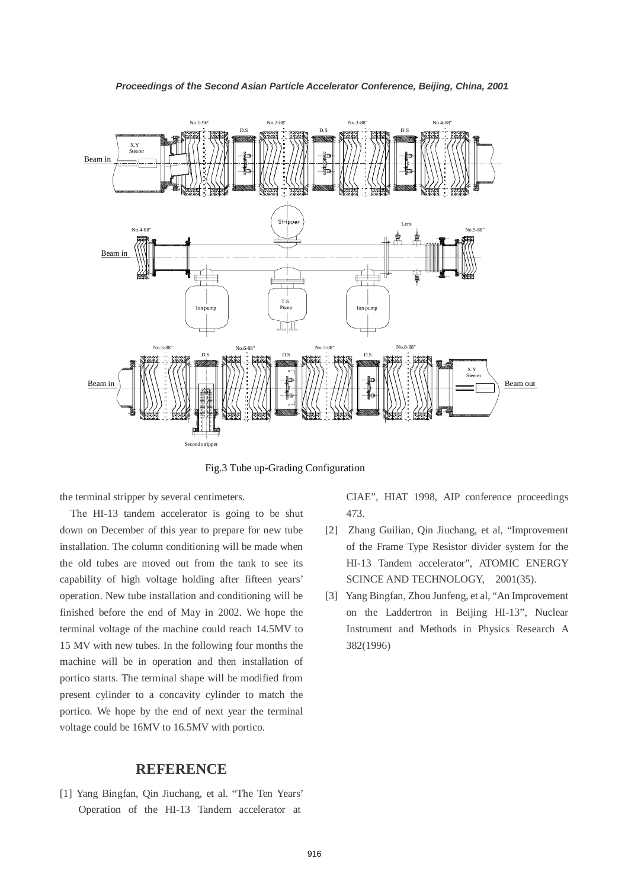No.1-96" No.2-88" No.3-88" No.4-88"

D.S D.S D.S

X.Y Steerer

Beam in

Stripper

Lens

No.4-88" No.5-88"

Beam in

T.S Pump

Ion pump Ion pump

No.5-88" No.6-88" No.7-88" No.8-88"

D.S D.S D.S

X.Y Steerer

Beam in Beam out

Second stripper

Fig.3 Tube up-Grading Configuration

the terminal stripper by several centimeters.

The HI-13 tandem accelerator is going to be shut down on December of this year to prepare for new tube installation. The column conditioning will be made when the old tubes are moved out from the tank to see its capability of high voltage holding after fifteen years' operation. New tube installation and conditioning will be finished before the end of May in 2002. We hope the terminal voltage of the machine could reach 14.5MV to 15 MV with new tubes. In the following four months the machine will be in operation and then installation of portico starts. The terminal shape will be modified from present cylinder to a concavity cylinder to match the portico. We hope by the end of next year the terminal voltage could be 16MV to 16.5MV with portico.

## REFERENCE

[1] Yang Bingfan, Qin Jiuchang, et al. "The Ten Years' Operation of the HI-13 Tandem accelerator at CIAE", HIAT 1998, AIP conference proceedings 473.

[2] Zhang Guilian, Qin Jiuchang, et al, "Improvement of the Frame Type Resistor divider system for the HI-13 Tandem accelerator", ATOMIC ENERGY SCINCE AND TECHNOLOGY, 2001(35).

[3] Yang Bingfan, Zhou Junfeng, et al, "An Improvement on the Laddertron in Beijing HI-13", Nuclear Instrument and Methods in Physics Research A 382(1996)